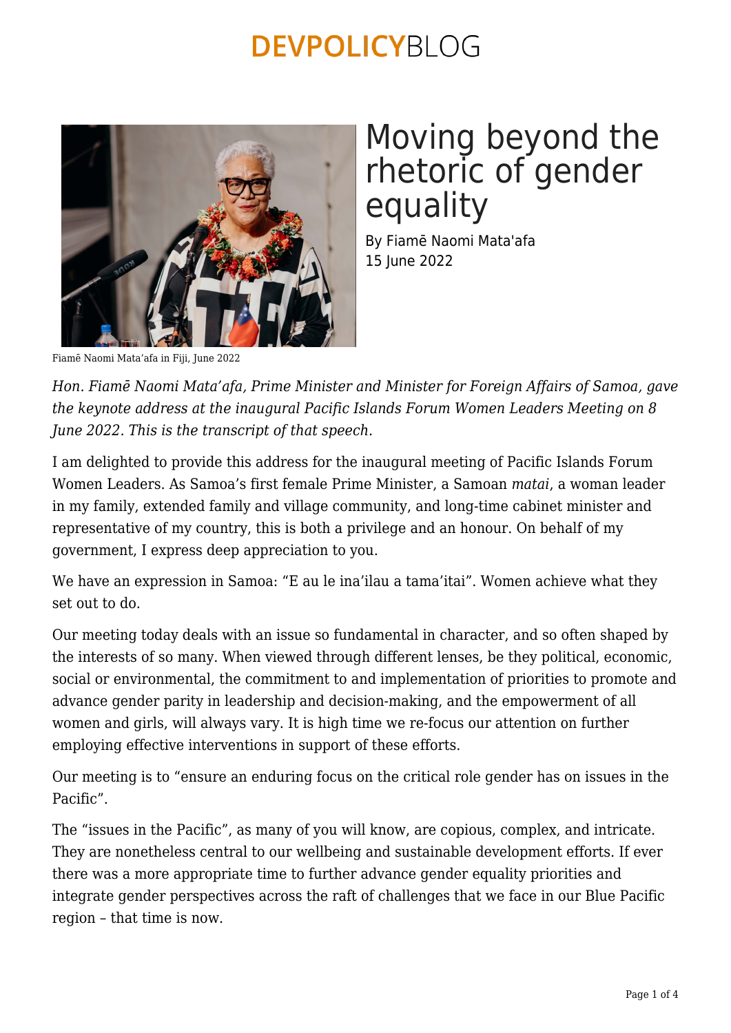# Moving beyond the rhetoric of gender equality

By Fiamē Naomi Mata'afa
15 June 2022

Fiamē Naomi Mata'afa in Fiji, June 2022

*Hon. Fiamē Naomi Mata'afa, Prime Minister and Minister for Foreign Affairs of Samoa, gave the keynote address at the inaugural Pacific Islands Forum Women Leaders Meeting on 8 June 2022. This is the transcript of that speech.*

I am delighted to provide this address for the inaugural meeting of Pacific Islands Forum Women Leaders. As Samoa's first female Prime Minister, a Samoan *matai*, a woman leader in my family, extended family and village community, and long-time cabinet minister and representative of my country, this is both a privilege and an honour. On behalf of my government, I express deep appreciation to you.

We have an expression in Samoa: "E au le ina'ilau a tama'itai". Women achieve what they set out to do.

Our meeting today deals with an issue so fundamental in character, and so often shaped by the interests of so many. When viewed through different lenses, be they political, economic, social or environmental, the commitment to and implementation of priorities to promote and advance gender parity in leadership and decision-making, and the empowerment of all women and girls, will always vary. It is high time we re-focus our attention on further employing effective interventions in support of these efforts.

Our meeting is to "ensure an enduring focus on the critical role gender has on issues in the Pacific".

The "issues in the Pacific", as many of you will know, are copious, complex, and intricate. They are nonetheless central to our wellbeing and sustainable development efforts. If ever there was a more appropriate time to further advance gender equality priorities and integrate gender perspectives across the raft of challenges that we face in our Blue Pacific region – that time is now.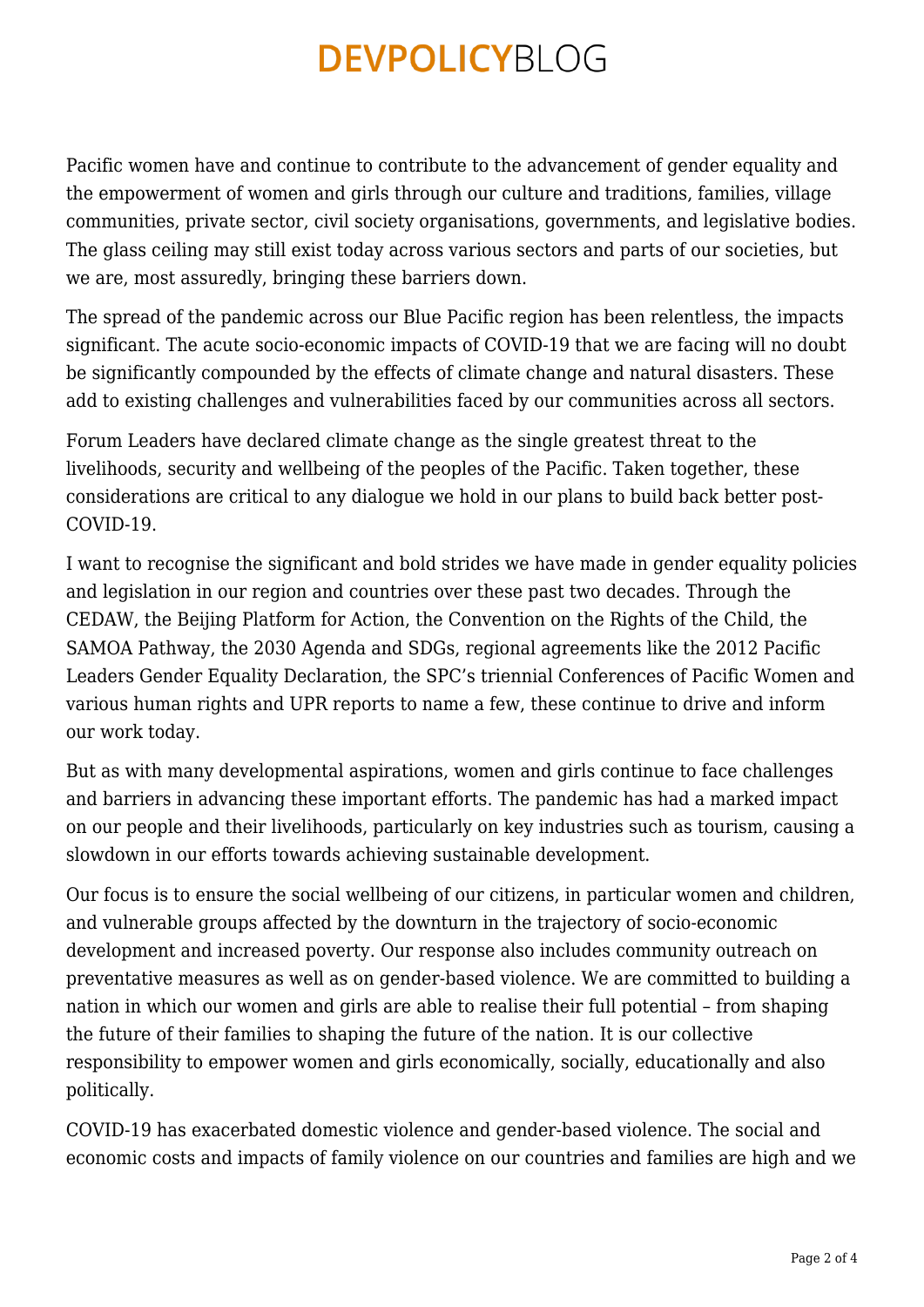Pacific women have and continue to contribute to the advancement of gender equality and the empowerment of women and girls through our culture and traditions, families, village communities, private sector, civil society organisations, governments, and legislative bodies. The glass ceiling may still exist today across various sectors and parts of our societies, but we are, most assuredly, bringing these barriers down.

The spread of the pandemic across our Blue Pacific region has been relentless, the impacts significant. The acute socio-economic impacts of COVID-19 that we are facing will no doubt be significantly compounded by the effects of climate change and natural disasters. These add to existing challenges and vulnerabilities faced by our communities across all sectors.

Forum Leaders have declared climate change as the single greatest threat to the livelihoods, security and wellbeing of the peoples of the Pacific. Taken together, these considerations are critical to any dialogue we hold in our plans to build back better post-COVID-19.

I want to recognise the significant and bold strides we have made in gender equality policies and legislation in our region and countries over these past two decades. Through the CEDAW, the Beijing Platform for Action, the Convention on the Rights of the Child, the SAMOA Pathway, the 2030 Agenda and SDGs, regional agreements like the 2012 Pacific Leaders Gender Equality Declaration, the SPC's triennial Conferences of Pacific Women and various human rights and UPR reports to name a few, these continue to drive and inform our work today.

But as with many developmental aspirations, women and girls continue to face challenges and barriers in advancing these important efforts. The pandemic has had a marked impact on our people and their livelihoods, particularly on key industries such as tourism, causing a slowdown in our efforts towards achieving sustainable development.

Our focus is to ensure the social wellbeing of our citizens, in particular women and children, and vulnerable groups affected by the downturn in the trajectory of socio-economic development and increased poverty. Our response also includes community outreach on preventative measures as well as on gender-based violence. We are committed to building a nation in which our women and girls are able to realise their full potential – from shaping the future of their families to shaping the future of the nation. It is our collective responsibility to empower women and girls economically, socially, educationally and also politically.

COVID-19 has exacerbated domestic violence and gender-based violence. The social and economic costs and impacts of family violence on our countries and families are high and we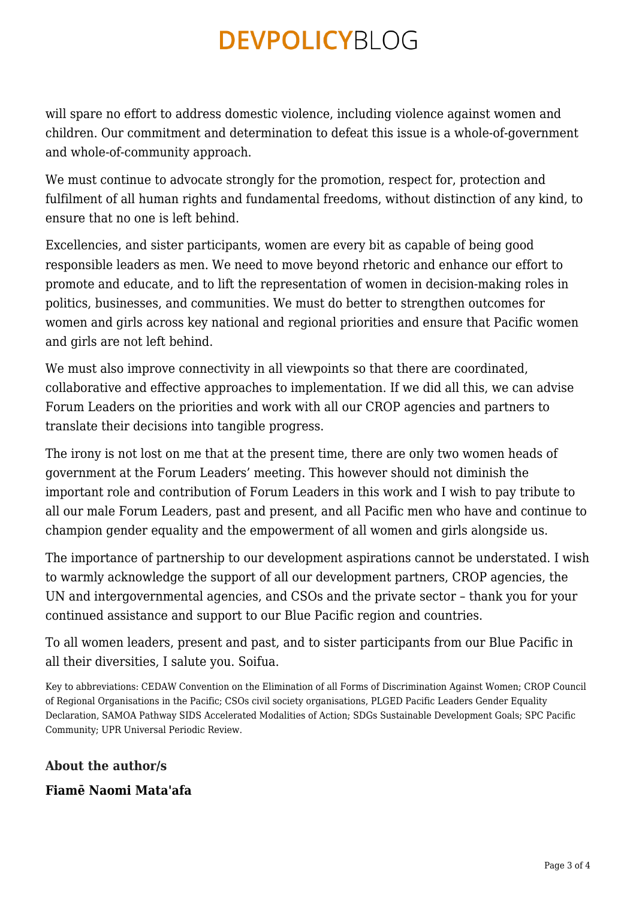will spare no effort to address domestic violence, including violence against women and children. Our commitment and determination to defeat this issue is a whole-of-government and whole-of-community approach.

We must continue to advocate strongly for the promotion, respect for, protection and fulfilment of all human rights and fundamental freedoms, without distinction of any kind, to ensure that no one is left behind.

Excellencies, and sister participants, women are every bit as capable of being good responsible leaders as men. We need to move beyond rhetoric and enhance our effort to promote and educate, and to lift the representation of women in decision-making roles in politics, businesses, and communities. We must do better to strengthen outcomes for women and girls across key national and regional priorities and ensure that Pacific women and girls are not left behind.

We must also improve connectivity in all viewpoints so that there are coordinated, collaborative and effective approaches to implementation. If we did all this, we can advise Forum Leaders on the priorities and work with all our CROP agencies and partners to translate their decisions into tangible progress.

The irony is not lost on me that at the present time, there are only two women heads of government at the Forum Leaders' meeting. This however should not diminish the important role and contribution of Forum Leaders in this work and I wish to pay tribute to all our male Forum Leaders, past and present, and all Pacific men who have and continue to champion gender equality and the empowerment of all women and girls alongside us.

The importance of partnership to our development aspirations cannot be understated. I wish to warmly acknowledge the support of all our development partners, CROP agencies, the UN and intergovernmental agencies, and CSOs and the private sector – thank you for your continued assistance and support to our Blue Pacific region and countries.

To all women leaders, present and past, and to sister participants from our Blue Pacific in all their diversities, I salute you. Soifua.

Key to abbreviations: CEDAW Convention on the Elimination of all Forms of Discrimination Against Women; CROP Council of Regional Organisations in the Pacific; CSOs civil society organisations, PLGED Pacific Leaders Gender Equality Declaration, SAMOA Pathway SIDS Accelerated Modalities of Action; SDGs Sustainable Development Goals; SPC Pacific Community; UPR Universal Periodic Review.

### About the author/s

**Fiamē Naomi Mata'afa**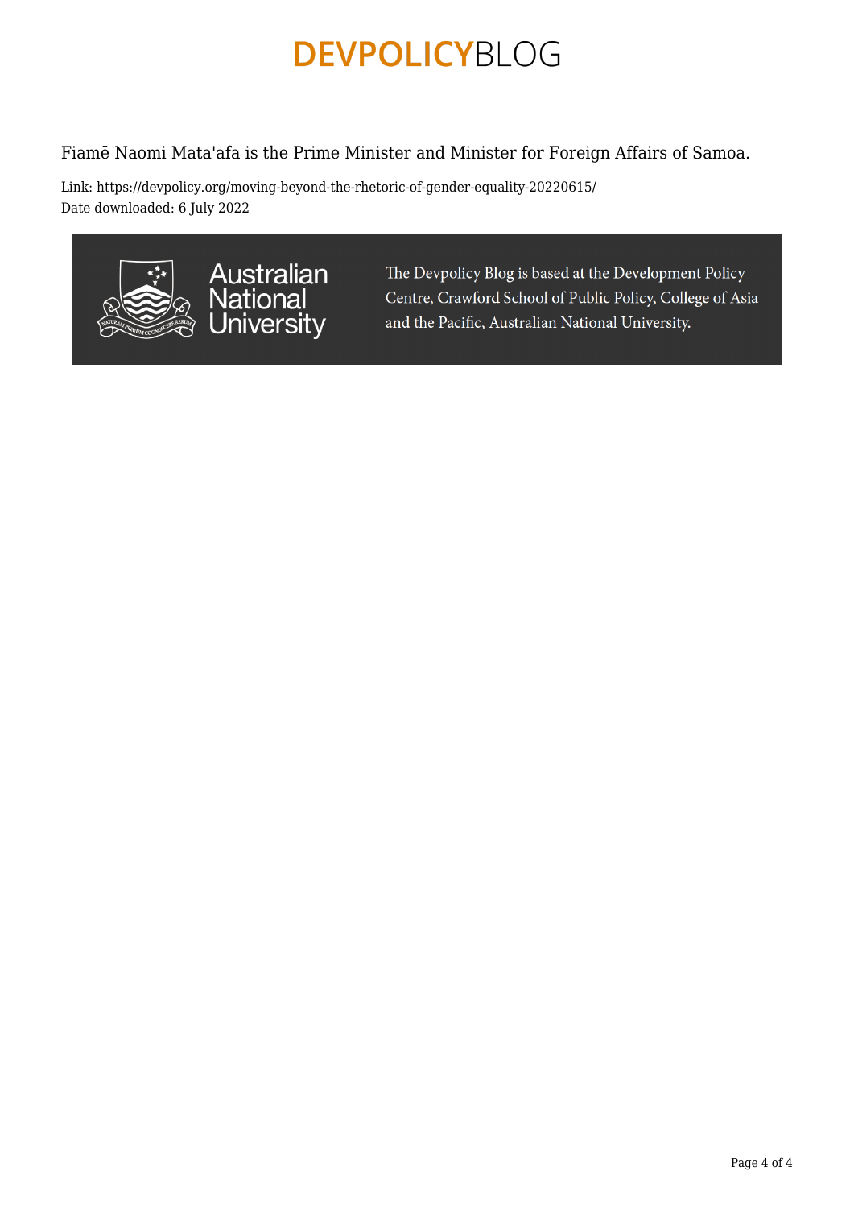Fiamē Naomi Mata'afa is the Prime Minister and Minister for Foreign Affairs of Samoa.

Link: https://devpolicy.org/moving-beyond-the-rhetoric-of-gender-equality-20220615/
Date downloaded: 6 July 2022

Australian National University

The Devpolicy Blog is based at the Development Policy Centre, Crawford School of Public Policy, College of Asia and the Pacific, Australian National University.